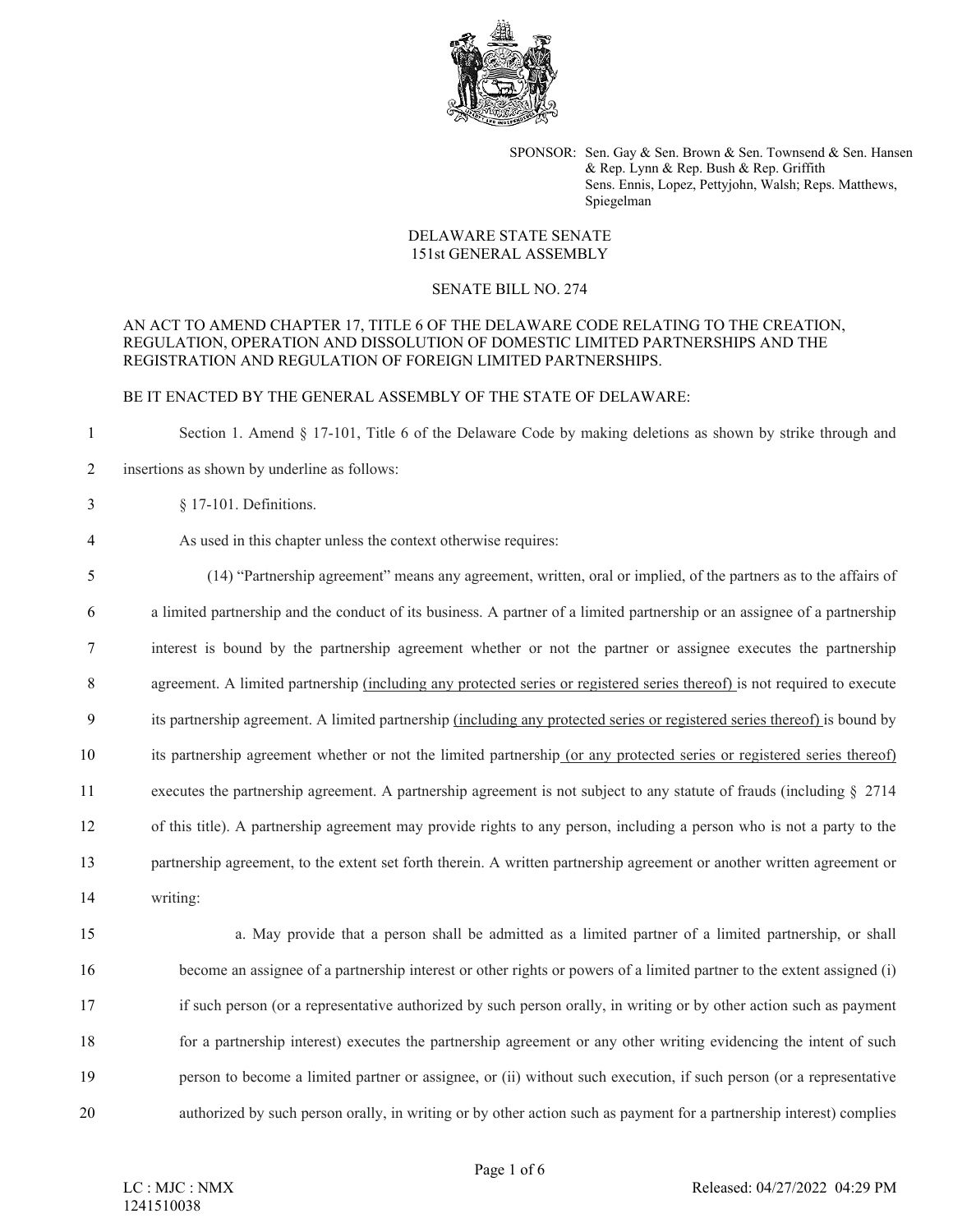SPONSOR: Sen. Gay & Sen. Brown & Sen. Townsend & Sen. Hansen & Rep. Lynn & Rep. Bush & Rep. Griffith
Sens. Ennis, Lopez, Pettyjohn, Walsh; Reps. Matthews, Spiegelman

DELAWARE STATE SENATE
151st GENERAL ASSEMBLY

SENATE BILL NO. 274

AN ACT TO AMEND CHAPTER 17, TITLE 6 OF THE DELAWARE CODE RELATING TO THE CREATION, REGULATION, OPERATION AND DISSOLUTION OF DOMESTIC LIMITED PARTNERSHIPS AND THE REGISTRATION AND REGULATION OF FOREIGN LIMITED PARTNERSHIPS.

BE IT ENACTED BY THE GENERAL ASSEMBLY OF THE STATE OF DELAWARE:

1 Section 1. Amend § 17-101, Title 6 of the Delaware Code by making deletions as shown by strike through and
2 insertions as shown by underline as follows:

3 § 17-101. Definitions.

4 As used in this chapter unless the context otherwise requires:

5 (14) "Partnership agreement" means any agreement, written, oral or implied, of the partners as to the affairs of
6 a limited partnership and the conduct of its business. A partner of a limited partnership or an assignee of a partnership
7 interest is bound by the partnership agreement whether or not the partner or assignee executes the partnership
8 agreement. A limited partnership <u>(including any protected series or registered series thereof)</u> is not required to execute
9 its partnership agreement. A limited partnership <u>(including any protected series or registered series thereof)</u> is bound by
10 its partnership agreement whether or not the limited partnership <u>(or any protected series or registered series thereof)</u>
11 executes the partnership agreement. A partnership agreement is not subject to any statute of frauds (including § 2714
12 of this title). A partnership agreement may provide rights to any person, including a person who is not a party to the
13 partnership agreement, to the extent set forth therein. A written partnership agreement or another written agreement or
14 writing:

15 a. May provide that a person shall be admitted as a limited partner of a limited partnership, or shall
16 become an assignee of a partnership interest or other rights or powers of a limited partner to the extent assigned (i)
17 if such person (or a representative authorized by such person orally, in writing or by other action such as payment
18 for a partnership interest) executes the partnership agreement or any other writing evidencing the intent of such
19 person to become a limited partner or assignee, or (ii) without such execution, if such person (or a representative
20 authorized by such person orally, in writing or by other action such as payment for a partnership interest) complies

LC : MJC : NMX
1241510038

Released: 04/27/2022 04:29 PM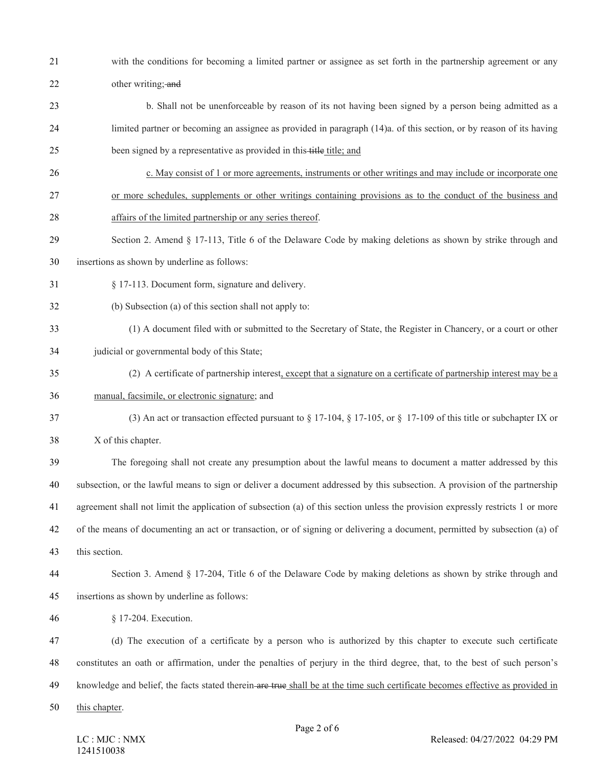with the conditions for becoming a limited partner or assignee as set forth in the partnership agreement or any other writing; ~~and~~

b. Shall not be unenforceable by reason of its not having been signed by a person being admitted as a limited partner or becoming an assignee as provided in paragraph (14)a. of this section, or by reason of its having been signed by a representative as provided in this ~~title~~ <u>title; and</u>

<u>c. May consist of 1 or more agreements, instruments or other writings and may include or incorporate one or more schedules, supplements or other writings containing provisions as to the conduct of the business and affairs of the limited partnership or any series thereof</u>.

Section 2. Amend § 17-113, Title 6 of the Delaware Code by making deletions as shown by strike through and insertions as shown by underline as follows:

§ 17-113. Document form, signature and delivery.

(b) Subsection (a) of this section shall not apply to:

(1) A document filed with or submitted to the Secretary of State, the Register in Chancery, or a court or other judicial or governmental body of this State;

(2) A certificate of partnership interest<u>, except that a signature on a certificate of partnership interest may be a manual, facsimile, or electronic signature</u>; and

(3) An act or transaction effected pursuant to § 17-104, § 17-105, or § 17-109 of this title or subchapter IX or X of this chapter.

The foregoing shall not create any presumption about the lawful means to document a matter addressed by this subsection, or the lawful means to sign or deliver a document addressed by this subsection. A provision of the partnership agreement shall not limit the application of subsection (a) of this section unless the provision expressly restricts 1 or more of the means of documenting an act or transaction, or of signing or delivering a document, permitted by subsection (a) of this section.

Section 3. Amend § 17-204, Title 6 of the Delaware Code by making deletions as shown by strike through and insertions as shown by underline as follows:

§ 17-204. Execution.

(d) The execution of a certificate by a person who is authorized by this chapter to execute such certificate constitutes an oath or affirmation, under the penalties of perjury in the third degree, that, to the best of such person's knowledge and belief, the facts stated therein ~~are true~~ <u>shall be at the time such certificate becomes effective as provided in this chapter</u>.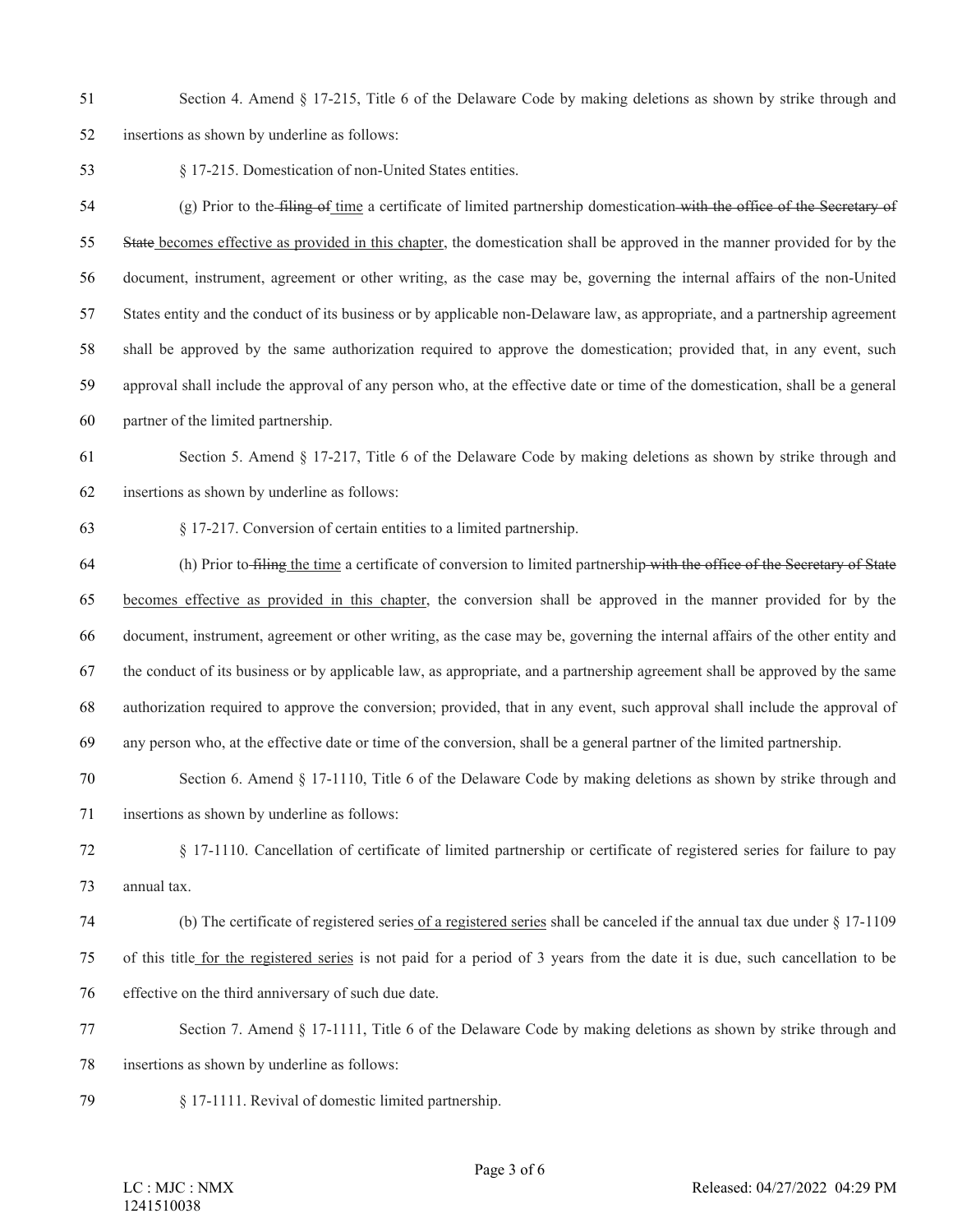Section 4. Amend § 17-215, Title 6 of the Delaware Code by making deletions as shown by strike through and insertions as shown by underline as follows:

§ 17-215. Domestication of non-United States entities.

(g) Prior to the ~~filing of~~ <u>time</u> a certificate of limited partnership domestication ~~with the office of the Secretary of State~~ <u>becomes effective as provided in this chapter</u>, the domestication shall be approved in the manner provided for by the document, instrument, agreement or other writing, as the case may be, governing the internal affairs of the non-United States entity and the conduct of its business or by applicable non-Delaware law, as appropriate, and a partnership agreement shall be approved by the same authorization required to approve the domestication; provided that, in any event, such approval shall include the approval of any person who, at the effective date or time of the domestication, shall be a general partner of the limited partnership.

Section 5. Amend § 17-217, Title 6 of the Delaware Code by making deletions as shown by strike through and insertions as shown by underline as follows:

§ 17-217. Conversion of certain entities to a limited partnership.

(h) Prior to ~~filing~~ <u>the time</u> a certificate of conversion to limited partnership ~~with the office of the Secretary of State~~ <u>becomes effective as provided in this chapter</u>, the conversion shall be approved in the manner provided for by the document, instrument, agreement or other writing, as the case may be, governing the internal affairs of the other entity and the conduct of its business or by applicable law, as appropriate, and a partnership agreement shall be approved by the same authorization required to approve the conversion; provided, that in any event, such approval shall include the approval of any person who, at the effective date or time of the conversion, shall be a general partner of the limited partnership.

Section 6. Amend § 17-1110, Title 6 of the Delaware Code by making deletions as shown by strike through and insertions as shown by underline as follows:

§ 17-1110. Cancellation of certificate of limited partnership or certificate of registered series for failure to pay annual tax.

(b) The certificate of registered series <u>of a registered series</u> shall be canceled if the annual tax due under § 17-1109 of this title <u>for the registered series</u> is not paid for a period of 3 years from the date it is due, such cancellation to be effective on the third anniversary of such due date.

Section 7. Amend § 17-1111, Title 6 of the Delaware Code by making deletions as shown by strike through and insertions as shown by underline as follows:

§ 17-1111. Revival of domestic limited partnership.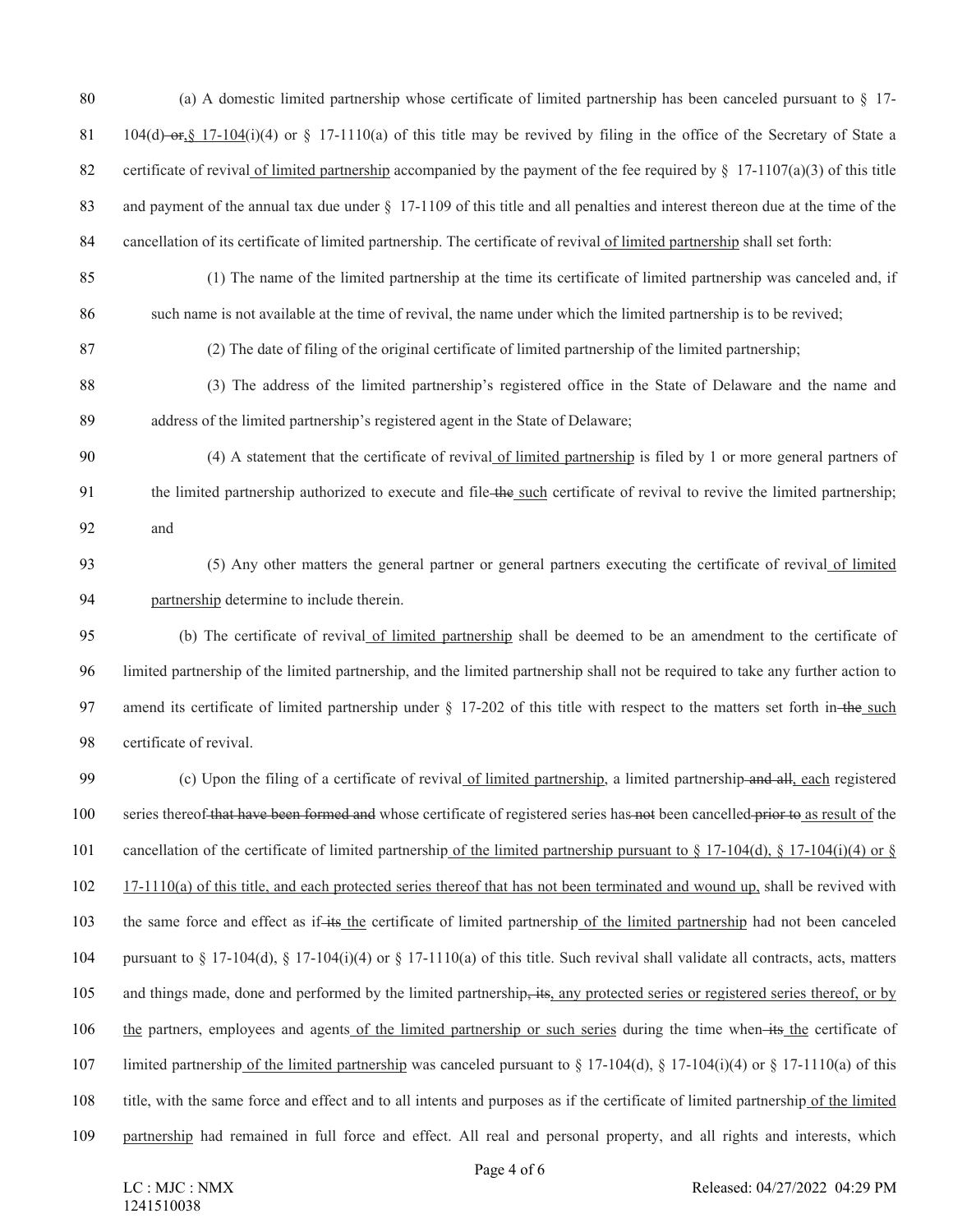(a) A domestic limited partnership whose certificate of limited partnership has been canceled pursuant to § 17-104(d)~~ or,~~<u>, § 17-104</u>(i)(4) or § 17-1110(a) of this title may be revived by filing in the office of the Secretary of State a certificate of revival<u> of limited partnership</u> accompanied by the payment of the fee required by § 17-1107(a)(3) of this title and payment of the annual tax due under § 17-1109 of this title and all penalties and interest thereon due at the time of the cancellation of its certificate of limited partnership. The certificate of revival<u> of limited partnership</u> shall set forth:

(1) The name of the limited partnership at the time its certificate of limited partnership was canceled and, if such name is not available at the time of revival, the name under which the limited partnership is to be revived;

(2) The date of filing of the original certificate of limited partnership of the limited partnership;

(3) The address of the limited partnership's registered office in the State of Delaware and the name and address of the limited partnership's registered agent in the State of Delaware;

(4) A statement that the certificate of revival<u> of limited partnership</u> is filed by 1 or more general partners of the limited partnership authorized to execute and file~~ the~~<u> such</u> certificate of revival to revive the limited partnership; and

(5) Any other matters the general partner or general partners executing the certificate of revival<u> of limited partnership</u> determine to include therein.

(b) The certificate of revival<u> of limited partnership</u> shall be deemed to be an amendment to the certificate of limited partnership of the limited partnership, and the limited partnership shall not be required to take any further action to amend its certificate of limited partnership under § 17-202 of this title with respect to the matters set forth in~~ the~~<u> such</u> certificate of revival.

(c) Upon the filing of a certificate of revival<u> of limited partnership</u>, a limited partnership~~ and all~~<u>, each</u> registered series thereof~~ that have been formed and~~ whose certificate of registered series has~~ not~~ been cancelled~~ prior to~~<u> as result of</u> the cancellation of the certificate of limited partnership<u> of the limited partnership pursuant to § 17-104(d), § 17-104(i)(4) or § 17-1110(a) of this title, and each protected series thereof that has not been terminated and wound up,</u> shall be revived with the same force and effect as if~~ its~~<u> the</u> certificate of limited partnership<u> of the limited partnership</u> had not been canceled pursuant to § 17-104(d), § 17-104(i)(4) or § 17-1110(a) of this title. Such revival shall validate all contracts, acts, matters and things made, done and performed by the limited partnership~~, its~~<u>, any protected series or registered series thereof, or by the</u> partners, employees and agents<u> of the limited partnership or such series</u> during the time when~~ its~~<u> the</u> certificate of limited partnership<u> of the limited partnership</u> was canceled pursuant to § 17-104(d), § 17-104(i)(4) or § 17-1110(a) of this title, with the same force and effect and to all intents and purposes as if the certificate of limited partnership<u> of the limited partnership</u> had remained in full force and effect. All real and personal property, and all rights and interests, which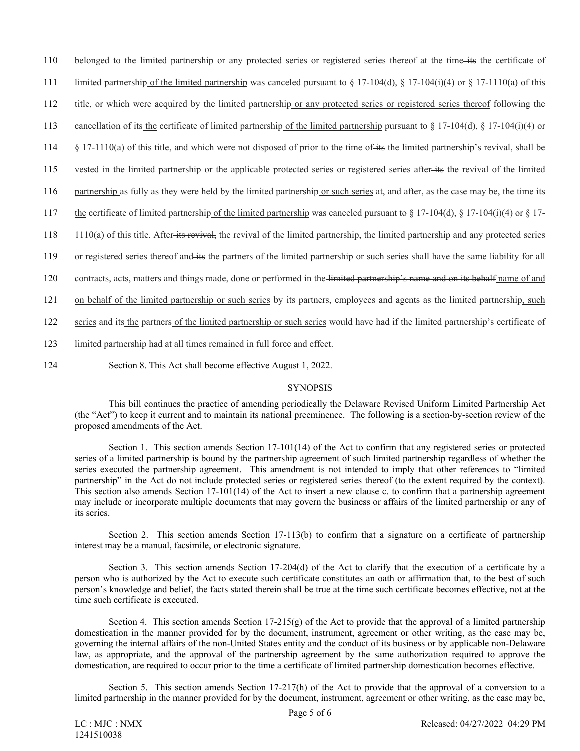110 belonged to the limited partnership or any protected series or registered series thereof at the time its the certificate of

111 limited partnership of the limited partnership was canceled pursuant to § 17-104(d), § 17-104(i)(4) or § 17-1110(a) of this

112 title, or which were acquired by the limited partnership or any protected series or registered series thereof following the

113 cancellation of its the certificate of limited partnership of the limited partnership pursuant to § 17-104(d), § 17-104(i)(4) or

114 § 17-1110(a) of this title, and which were not disposed of prior to the time of its the limited partnership's revival, shall be

115 vested in the limited partnership or the applicable protected series or registered series after its the revival of the limited

116 partnership as fully as they were held by the limited partnership or such series at, and after, as the case may be, the time its

117 the certificate of limited partnership of the limited partnership was canceled pursuant to § 17-104(d), § 17-104(i)(4) or § 17-

118 1110(a) of this title. After its revival, the revival of the limited partnership, the limited partnership and any protected series

119 or registered series thereof and its the partners of the limited partnership or such series shall have the same liability for all

120 contracts, acts, matters and things made, done or performed in the limited partnership's name and on its behalf name of and

121 on behalf of the limited partnership or such series by its partners, employees and agents as the limited partnership, such

122 series and its the partners of the limited partnership or such series would have had if the limited partnership's certificate of

123 limited partnership had at all times remained in full force and effect.

124 Section 8. This Act shall become effective August 1, 2022.

## SYNOPSIS

This bill continues the practice of amending periodically the Delaware Revised Uniform Limited Partnership Act (the "Act") to keep it current and to maintain its national preeminence. The following is a section-by-section review of the proposed amendments of the Act.

Section 1. This section amends Section 17-101(14) of the Act to confirm that any registered series or protected series of a limited partnership is bound by the partnership agreement of such limited partnership regardless of whether the series executed the partnership agreement. This amendment is not intended to imply that other references to "limited partnership" in the Act do not include protected series or registered series thereof (to the extent required by the context). This section also amends Section 17-101(14) of the Act to insert a new clause c. to confirm that a partnership agreement may include or incorporate multiple documents that may govern the business or affairs of the limited partnership or any of its series.

Section 2. This section amends Section 17-113(b) to confirm that a signature on a certificate of partnership interest may be a manual, facsimile, or electronic signature.

Section 3. This section amends Section 17-204(d) of the Act to clarify that the execution of a certificate by a person who is authorized by the Act to execute such certificate constitutes an oath or affirmation that, to the best of such person's knowledge and belief, the facts stated therein shall be true at the time such certificate becomes effective, not at the time such certificate is executed.

Section 4. This section amends Section 17-215(g) of the Act to provide that the approval of a limited partnership domestication in the manner provided for by the document, instrument, agreement or other writing, as the case may be, governing the internal affairs of the non-United States entity and the conduct of its business or by applicable non-Delaware law, as appropriate, and the approval of the partnership agreement by the same authorization required to approve the domestication, are required to occur prior to the time a certificate of limited partnership domestication becomes effective.

Section 5. This section amends Section 17-217(h) of the Act to provide that the approval of a conversion to a limited partnership in the manner provided for by the document, instrument, agreement or other writing, as the case may be,

LC : MJC : NMX
1241510038

Released: 04/27/2022 04:29 PM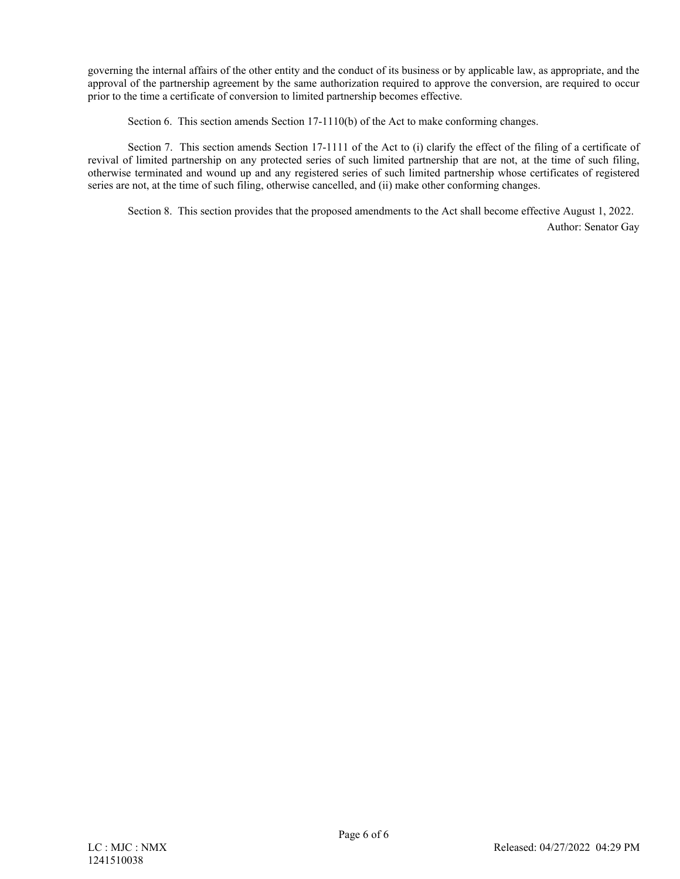governing the internal affairs of the other entity and the conduct of its business or by applicable law, as appropriate, and the approval of the partnership agreement by the same authorization required to approve the conversion, are required to occur prior to the time a certificate of conversion to limited partnership becomes effective.

Section 6. This section amends Section 17-1110(b) of the Act to make conforming changes.

Section 7. This section amends Section 17-1111 of the Act to (i) clarify the effect of the filing of a certificate of revival of limited partnership on any protected series of such limited partnership that are not, at the time of such filing, otherwise terminated and wound up and any registered series of such limited partnership whose certificates of registered series are not, at the time of such filing, otherwise cancelled, and (ii) make other conforming changes.

Section 8. This section provides that the proposed amendments to the Act shall become effective August 1, 2022.

Author: Senator Gay

LC : MJC : NMX
1241510038

Released: 04/27/2022 04:29 PM